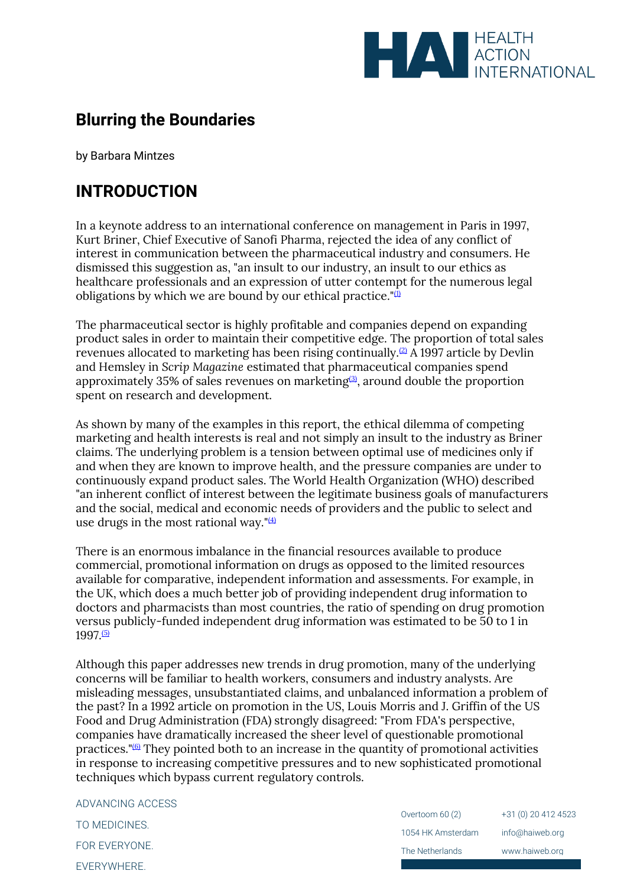## Blurring the Boundaries

by Barbara Mintzes

## INTRODUCTION

In a keynote address to an international conference on management in Paris in 1997, Kurt Briner, Chief Executive of Sanofi Pharma, rejected the idea of any conflict of interest in communication between the pharmaceutical industry and consumers. He dismissed this suggestion as, "an insult to our industry, an insult to our ethics as healthcare professionals and an expression of utter contempt for the numerous legal obligations by which we are bound by our ethical practice."[1]

The pharmaceutical sector is highly profitable and companies depend on expanding product sales in order to maintain their competitive edge. The proportion of total sales revenues allocated to marketing has been rising continually.[2] A 1997 article by Devlin and Hemsley in *Scrip Magazine* estimated that pharmaceutical companies spend approximately 35% of sales revenues on marketing[3], around double the proportion spent on research and development.

As shown by many of the examples in this report, the ethical dilemma of competing marketing and health interests is real and not simply an insult to the industry as Briner claims. The underlying problem is a tension between optimal use of medicines only if and when they are known to improve health, and the pressure companies are under to continuously expand product sales. The World Health Organization (WHO) described "an inherent conflict of interest between the legitimate business goals of manufacturers and the social, medical and economic needs of providers and the public to select and use drugs in the most rational way."[4]

There is an enormous imbalance in the financial resources available to produce commercial, promotional information on drugs as opposed to the limited resources available for comparative, independent information and assessments. For example, in the UK, which does a much better job of providing independent drug information to doctors and pharmacists than most countries, the ratio of spending on drug promotion versus publicly-funded independent drug information was estimated to be 50 to 1 in 1997.[5]

Although this paper addresses new trends in drug promotion, many of the underlying concerns will be familiar to health workers, consumers and industry analysts. Are misleading messages, unsubstantiated claims, and unbalanced information a problem of the past? In a 1992 article on promotion in the US, Louis Morris and J. Griffin of the US Food and Drug Administration (FDA) strongly disagreed: "From FDA's perspective, companies have dramatically increased the sheer level of questionable promotional practices."[6] They pointed both to an increase in the quantity of promotional activities in response to increasing competitive pressures and to new sophisticated promotional techniques which bypass current regulatory controls.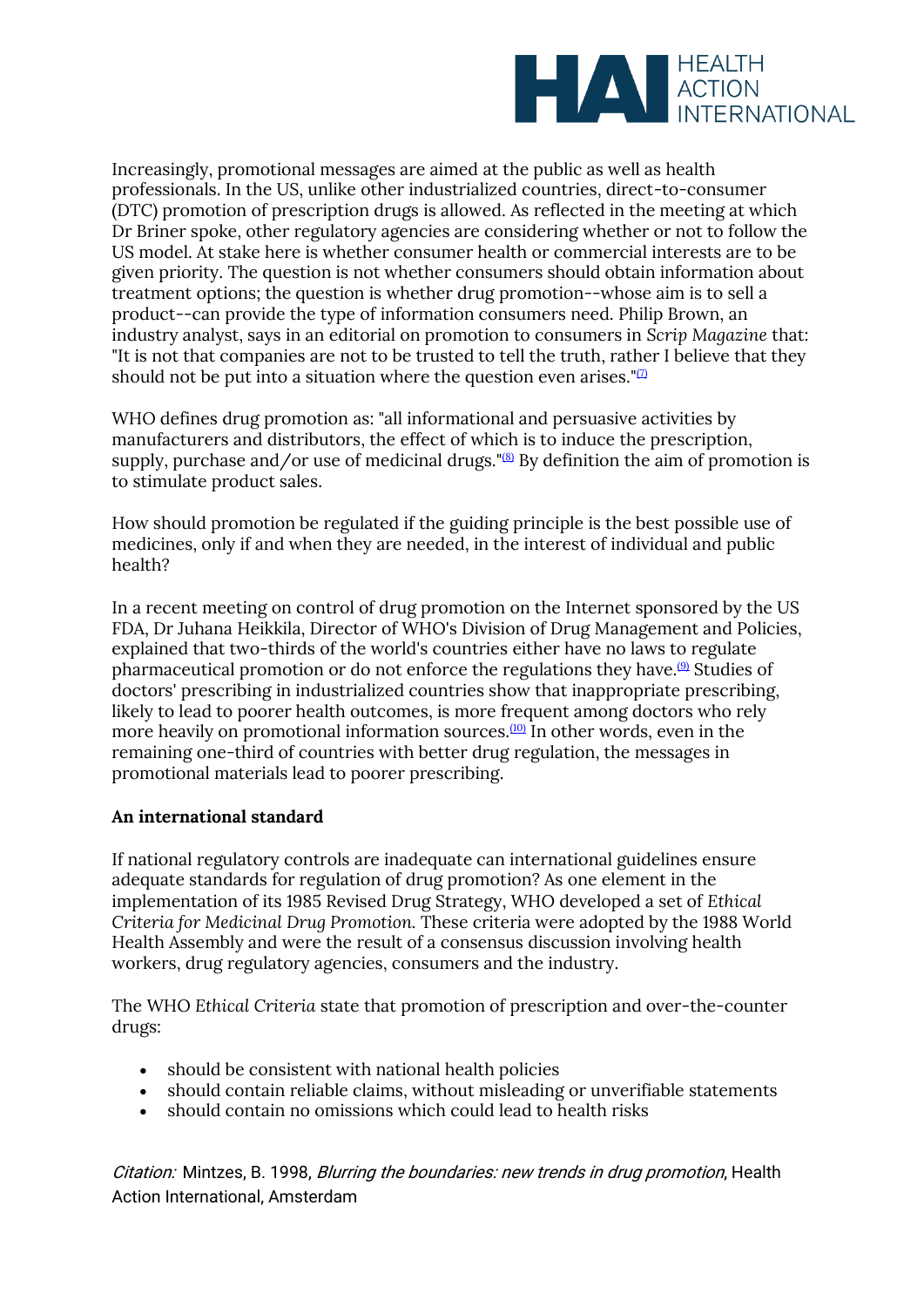Increasingly, promotional messages are aimed at the public as well as health professionals. In the US, unlike other industrialized countries, direct-to-consumer (DTC) promotion of prescription drugs is allowed. As reflected in the meeting at which Dr Briner spoke, other regulatory agencies are considering whether or not to follow the US model. At stake here is whether consumer health or commercial interests are to be given priority. The question is not whether consumers should obtain information about treatment options; the question is whether drug promotion--whose aim is to sell a product--can provide the type of information consumers need. Philip Brown, an industry analyst, says in an editorial on promotion to consumers in *Scrip Magazine* that: "It is not that companies are not to be trusted to tell the truth, rather I believe that they should not be put into a situation where the question even arises."[7]

WHO defines drug promotion as: "all informational and persuasive activities by manufacturers and distributors, the effect of which is to induce the prescription, supply, purchase and/or use of medicinal drugs."[8] By definition the aim of promotion is to stimulate product sales.

How should promotion be regulated if the guiding principle is the best possible use of medicines, only if and when they are needed, in the interest of individual and public health?

In a recent meeting on control of drug promotion on the Internet sponsored by the US FDA, Dr Juhana Heikkila, Director of WHO's Division of Drug Management and Policies, explained that two-thirds of the world's countries either have no laws to regulate pharmaceutical promotion or do not enforce the regulations they have.[9] Studies of doctors' prescribing in industrialized countries show that inappropriate prescribing, likely to lead to poorer health outcomes, is more frequent among doctors who rely more heavily on promotional information sources.[10] In other words, even in the remaining one-third of countries with better drug regulation, the messages in promotional materials lead to poorer prescribing.

**An international standard**

If national regulatory controls are inadequate can international guidelines ensure adequate standards for regulation of drug promotion? As one element in the implementation of its 1985 Revised Drug Strategy, WHO developed a set of *Ethical Criteria for Medicinal Drug Promotion.* These criteria were adopted by the 1988 World Health Assembly and were the result of a consensus discussion involving health workers, drug regulatory agencies, consumers and the industry.

The WHO *Ethical Criteria* state that promotion of prescription and over-the-counter drugs:

- should be consistent with national health policies
- should contain reliable claims, without misleading or unverifiable statements
- should contain no omissions which could lead to health risks

*Citation:* Mintzes, B. 1998, *Blurring the boundaries: new trends in drug promotion*, Health Action International, Amsterdam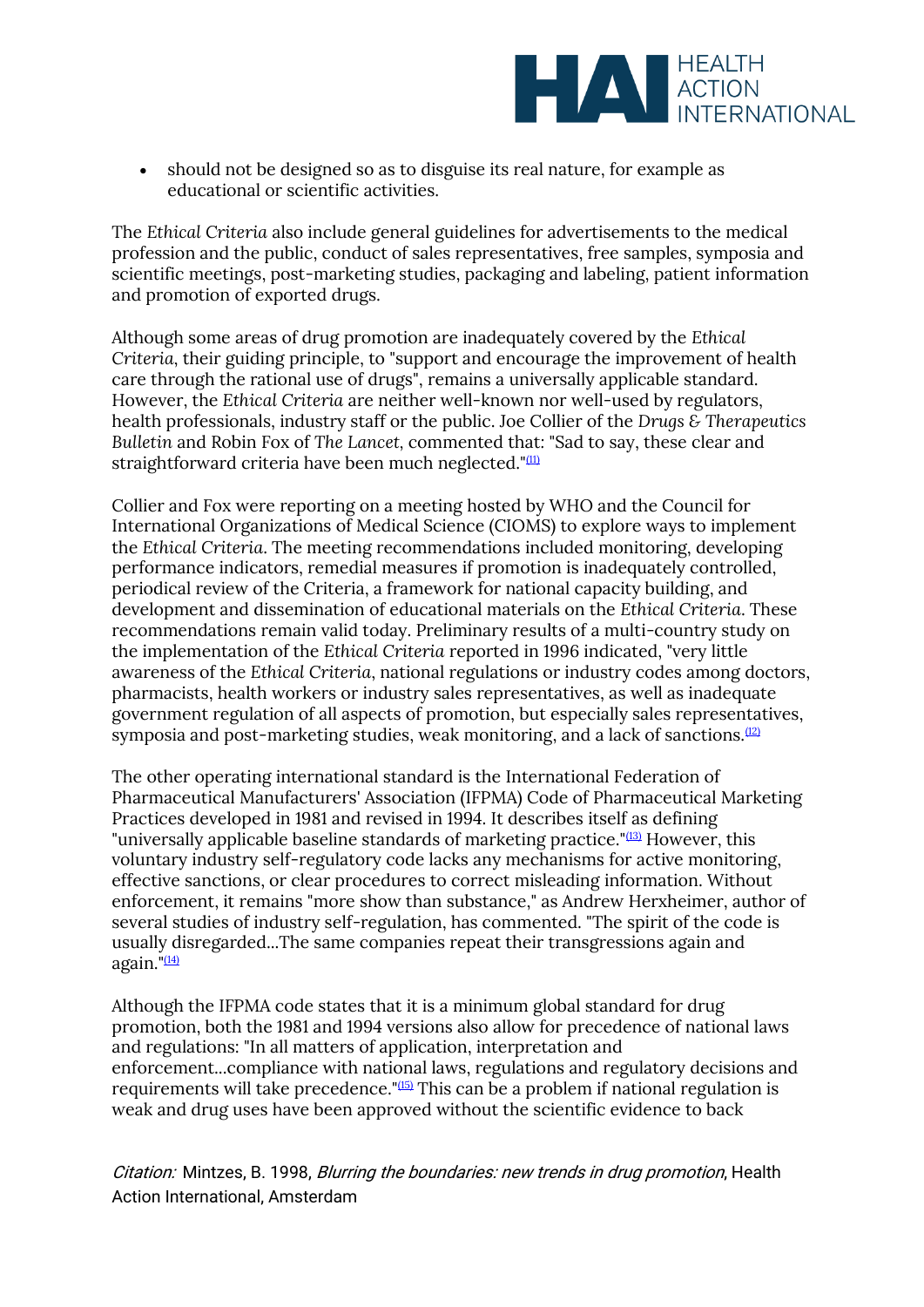- should not be designed so as to disguise its real nature, for example as educational or scientific activities.

The *Ethical Criteria* also include general guidelines for advertisements to the medical profession and the public, conduct of sales representatives, free samples, symposia and scientific meetings, post-marketing studies, packaging and labeling, patient information and promotion of exported drugs.

Although some areas of drug promotion are inadequately covered by the *Ethical Criteria*, their guiding principle, to "support and encourage the improvement of health care through the rational use of drugs", remains a universally applicable standard. However, the *Ethical Criteria* are neither well-known nor well-used by regulators, health professionals, industry staff or the public. Joe Collier of the *Drugs & Therapeutics Bulletin* and Robin Fox of *The Lancet*, commented that: "Sad to say, these clear and straightforward criteria have been much neglected."[11]

Collier and Fox were reporting on a meeting hosted by WHO and the Council for International Organizations of Medical Science (CIOMS) to explore ways to implement the *Ethical Criteria*. The meeting recommendations included monitoring, developing performance indicators, remedial measures if promotion is inadequately controlled, periodical review of the Criteria, a framework for national capacity building, and development and dissemination of educational materials on the *Ethical Criteria*. These recommendations remain valid today. Preliminary results of a multi-country study on the implementation of the *Ethical Criteria* reported in 1996 indicated, "very little awareness of the *Ethical Criteria*, national regulations or industry codes among doctors, pharmacists, health workers or industry sales representatives, as well as inadequate government regulation of all aspects of promotion, but especially sales representatives, symposia and post-marketing studies, weak monitoring, and a lack of sanctions.[12]

The other operating international standard is the International Federation of Pharmaceutical Manufacturers' Association (IFPMA) Code of Pharmaceutical Marketing Practices developed in 1981 and revised in 1994. It describes itself as defining "universally applicable baseline standards of marketing practice."[13] However, this voluntary industry self-regulatory code lacks any mechanisms for active monitoring, effective sanctions, or clear procedures to correct misleading information. Without enforcement, it remains "more show than substance," as Andrew Herxheimer, author of several studies of industry self-regulation, has commented. "The spirit of the code is usually disregarded...The same companies repeat their transgressions again and again."[14]

Although the IFPMA code states that it is a minimum global standard for drug promotion, both the 1981 and 1994 versions also allow for precedence of national laws and regulations: "In all matters of application, interpretation and enforcement...compliance with national laws, regulations and regulatory decisions and requirements will take precedence."[15] This can be a problem if national regulation is weak and drug uses have been approved without the scientific evidence to back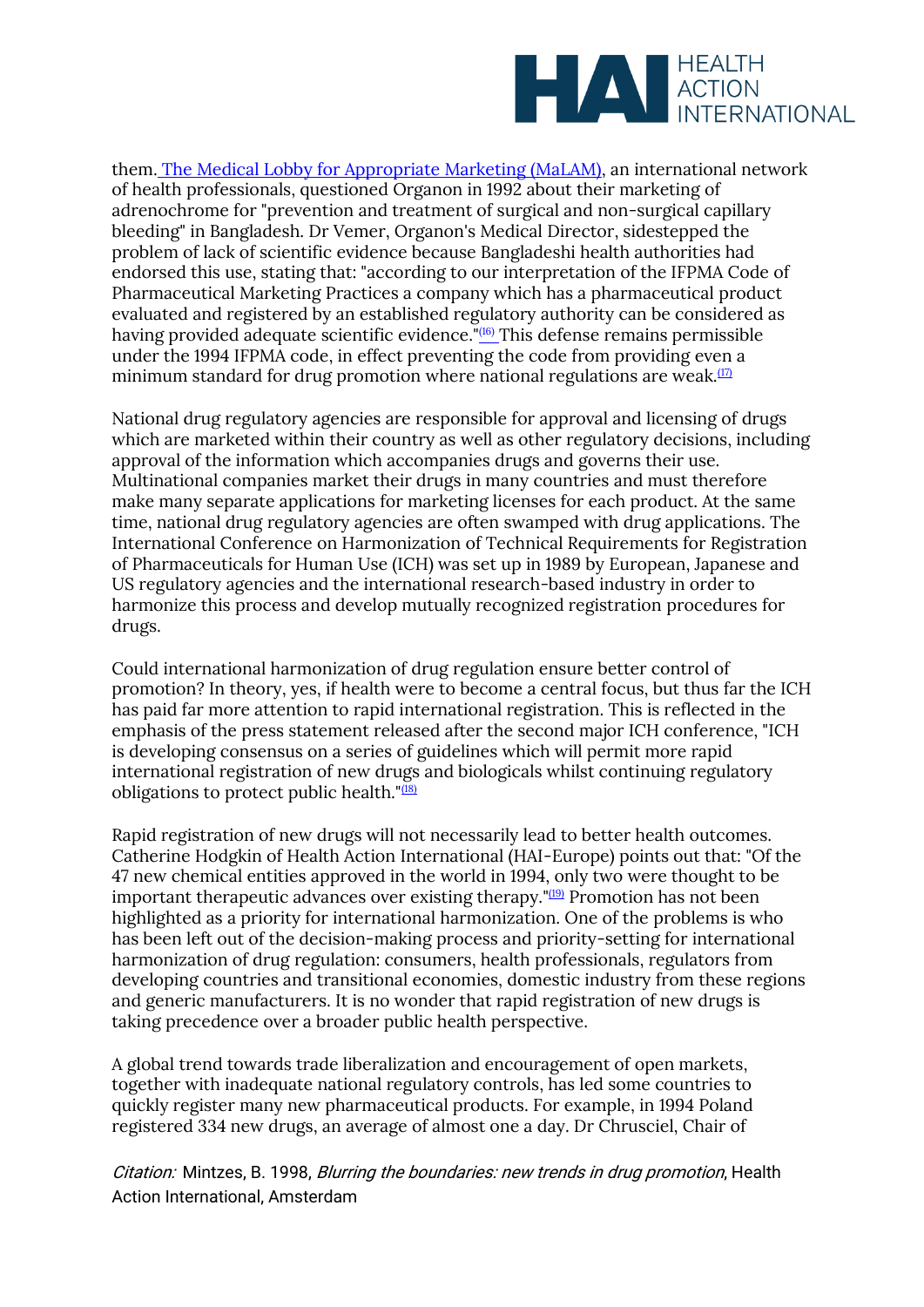them. [The Medical Lobby for Appropriate Marketing (MaLAM)](), an international network of health professionals, questioned Organon in 1992 about their marketing of adrenochrome for "prevention and treatment of surgical and non-surgical capillary bleeding" in Bangladesh. Dr Vemer, Organon's Medical Director, sidestepped the problem of lack of scientific evidence because Bangladeshi health authorities had endorsed this use, stating that: "according to our interpretation of the IFPMA Code of Pharmaceutical Marketing Practices a company which has a pharmaceutical product evaluated and registered by an established regulatory authority can be considered as having provided adequate scientific evidence."[16] This defense remains permissible under the 1994 IFPMA code, in effect preventing the code from providing even a minimum standard for drug promotion where national regulations are weak.[17]

National drug regulatory agencies are responsible for approval and licensing of drugs which are marketed within their country as well as other regulatory decisions, including approval of the information which accompanies drugs and governs their use. Multinational companies market their drugs in many countries and must therefore make many separate applications for marketing licenses for each product. At the same time, national drug regulatory agencies are often swamped with drug applications. The International Conference on Harmonization of Technical Requirements for Registration of Pharmaceuticals for Human Use (ICH) was set up in 1989 by European, Japanese and US regulatory agencies and the international research-based industry in order to harmonize this process and develop mutually recognized registration procedures for drugs.

Could international harmonization of drug regulation ensure better control of promotion? In theory, yes, if health were to become a central focus, but thus far the ICH has paid far more attention to rapid international registration. This is reflected in the emphasis of the press statement released after the second major ICH conference, "ICH is developing consensus on a series of guidelines which will permit more rapid international registration of new drugs and biologicals whilst continuing regulatory obligations to protect public health."[18]

Rapid registration of new drugs will not necessarily lead to better health outcomes. Catherine Hodgkin of Health Action International (HAI-Europe) points out that: "Of the 47 new chemical entities approved in the world in 1994, only two were thought to be important therapeutic advances over existing therapy."[19] Promotion has not been highlighted as a priority for international harmonization. One of the problems is who has been left out of the decision-making process and priority-setting for international harmonization of drug regulation: consumers, health professionals, regulators from developing countries and transitional economies, domestic industry from these regions and generic manufacturers. It is no wonder that rapid registration of new drugs is taking precedence over a broader public health perspective.

A global trend towards trade liberalization and encouragement of open markets, together with inadequate national regulatory controls, has led some countries to quickly register many new pharmaceutical products. For example, in 1994 Poland registered 334 new drugs, an average of almost one a day. Dr Chrusciel, Chair of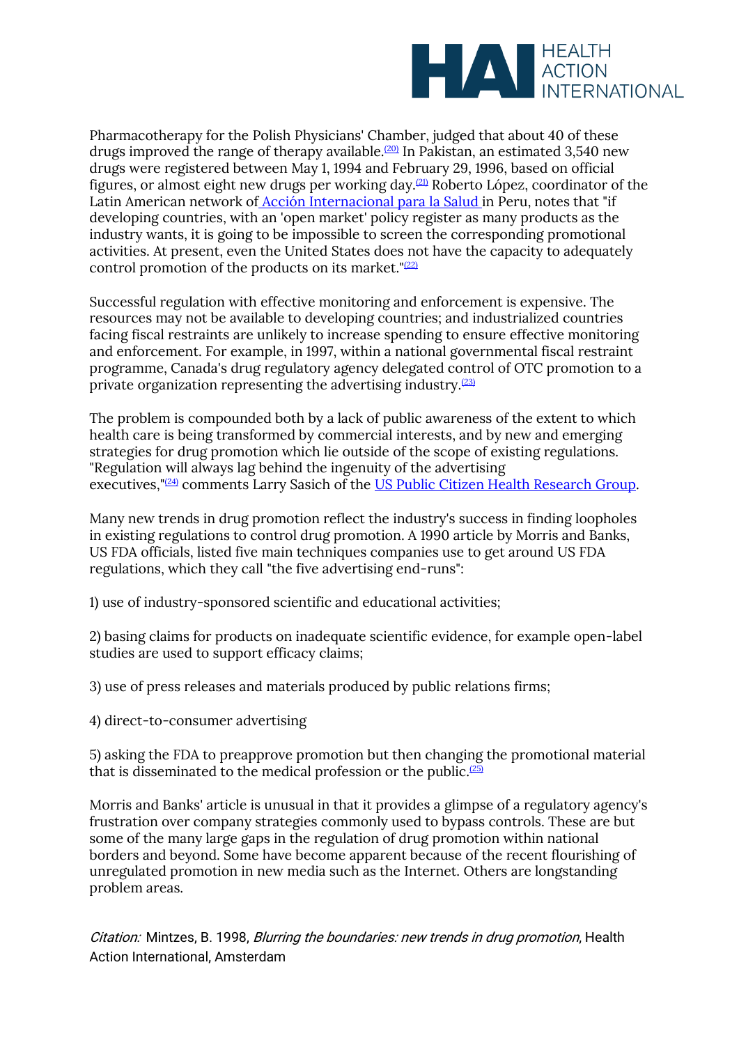Pharmacotherapy for the Polish Physicians' Chamber, judged that about 40 of these drugs improved the range of therapy available.[20] In Pakistan, an estimated 3,540 new drugs were registered between May 1, 1994 and February 29, 1996, based on official figures, or almost eight new drugs per working day.[21] Roberto López, coordinator of the Latin American network of Acción Internacional para la Salud in Peru, notes that "if developing countries, with an 'open market' policy register as many products as the industry wants, it is going to be impossible to screen the corresponding promotional activities. At present, even the United States does not have the capacity to adequately control promotion of the products on its market."[22]

Successful regulation with effective monitoring and enforcement is expensive. The resources may not be available to developing countries; and industrialized countries facing fiscal restraints are unlikely to increase spending to ensure effective monitoring and enforcement. For example, in 1997, within a national governmental fiscal restraint programme, Canada's drug regulatory agency delegated control of OTC promotion to a private organization representing the advertising industry.[23]

The problem is compounded both by a lack of public awareness of the extent to which health care is being transformed by commercial interests, and by new and emerging strategies for drug promotion which lie outside of the scope of existing regulations. "Regulation will always lag behind the ingenuity of the advertising executives,"[24] comments Larry Sasich of the US Public Citizen Health Research Group.

Many new trends in drug promotion reflect the industry's success in finding loopholes in existing regulations to control drug promotion. A 1990 article by Morris and Banks, US FDA officials, listed five main techniques companies use to get around US FDA regulations, which they call "the five advertising end-runs":

1) use of industry-sponsored scientific and educational activities;

2) basing claims for products on inadequate scientific evidence, for example open-label studies are used to support efficacy claims;

3) use of press releases and materials produced by public relations firms;

4) direct-to-consumer advertising

5) asking the FDA to preapprove promotion but then changing the promotional material that is disseminated to the medical profession or the public.[25]

Morris and Banks' article is unusual in that it provides a glimpse of a regulatory agency's frustration over company strategies commonly used to bypass controls. These are but some of the many large gaps in the regulation of drug promotion within national borders and beyond. Some have become apparent because of the recent flourishing of unregulated promotion in new media such as the Internet. Others are longstanding problem areas.

*Citation:* Mintzes, B. 1998, *Blurring the boundaries: new trends in drug promotion*, Health Action International, Amsterdam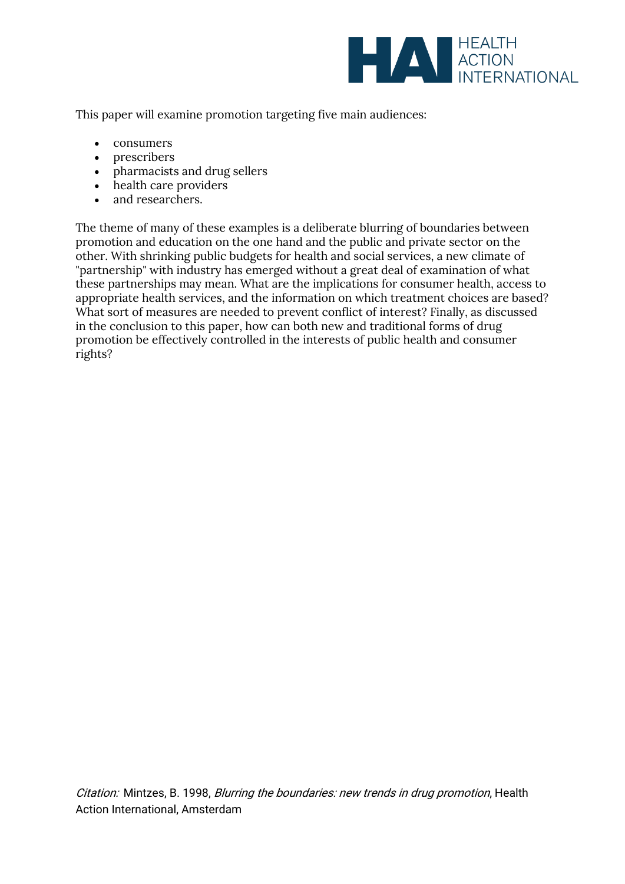This paper will examine promotion targeting five main audiences:

- consumers
- prescribers
- pharmacists and drug sellers
- health care providers
- and researchers.

The theme of many of these examples is a deliberate blurring of boundaries between promotion and education on the one hand and the public and private sector on the other. With shrinking public budgets for health and social services, a new climate of "partnership" with industry has emerged without a great deal of examination of what these partnerships may mean. What are the implications for consumer health, access to appropriate health services, and the information on which treatment choices are based? What sort of measures are needed to prevent conflict of interest? Finally, as discussed in the conclusion to this paper, how can both new and traditional forms of drug promotion be effectively controlled in the interests of public health and consumer rights?

*Citation:* Mintzes, B. 1998, *Blurring the boundaries: new trends in drug promotion*, Health Action International, Amsterdam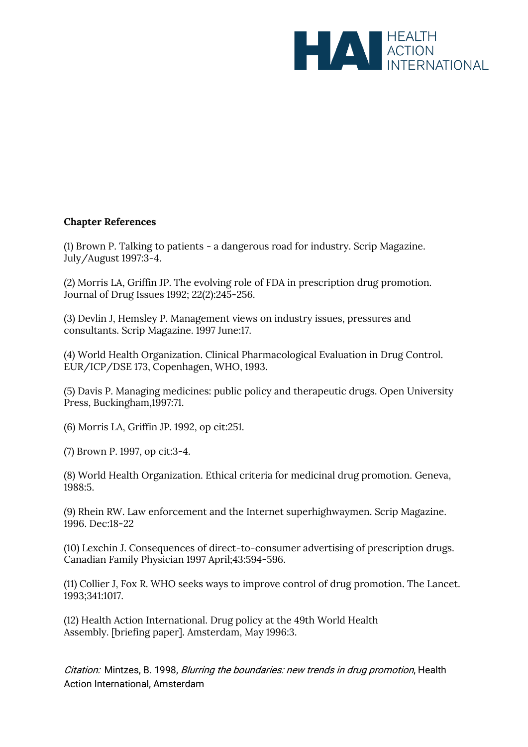**Chapter References**

(1) Brown P. Talking to patients - a dangerous road for industry. Scrip Magazine. July/August 1997:3-4.

(2) Morris LA, Griffin JP. The evolving role of FDA in prescription drug promotion. Journal of Drug Issues 1992; 22(2):245-256.

(3) Devlin J, Hemsley P. Management views on industry issues, pressures and consultants. Scrip Magazine. 1997 June:17.

(4) World Health Organization. Clinical Pharmacological Evaluation in Drug Control. EUR/ICP/DSE 173, Copenhagen, WHO, 1993.

(5) Davis P. Managing medicines: public policy and therapeutic drugs. Open University Press, Buckingham,1997:71.

(6) Morris LA, Griffin JP. 1992, op cit:251.

(7) Brown P. 1997, op cit:3-4.

(8) World Health Organization. Ethical criteria for medicinal drug promotion. Geneva, 1988:5.

(9) Rhein RW. Law enforcement and the Internet superhighwaymen. Scrip Magazine. 1996. Dec:18-22

(10) Lexchin J. Consequences of direct-to-consumer advertising of prescription drugs. Canadian Family Physician 1997 April;43:594-596.

(11) Collier J, Fox R. WHO seeks ways to improve control of drug promotion. The Lancet. 1993;341:1017.

(12) Health Action International. Drug policy at the 49th World Health Assembly. [briefing paper]. Amsterdam, May 1996:3.

*Citation:* Mintzes, B. 1998, *Blurring the boundaries: new trends in drug promotion*, Health Action International, Amsterdam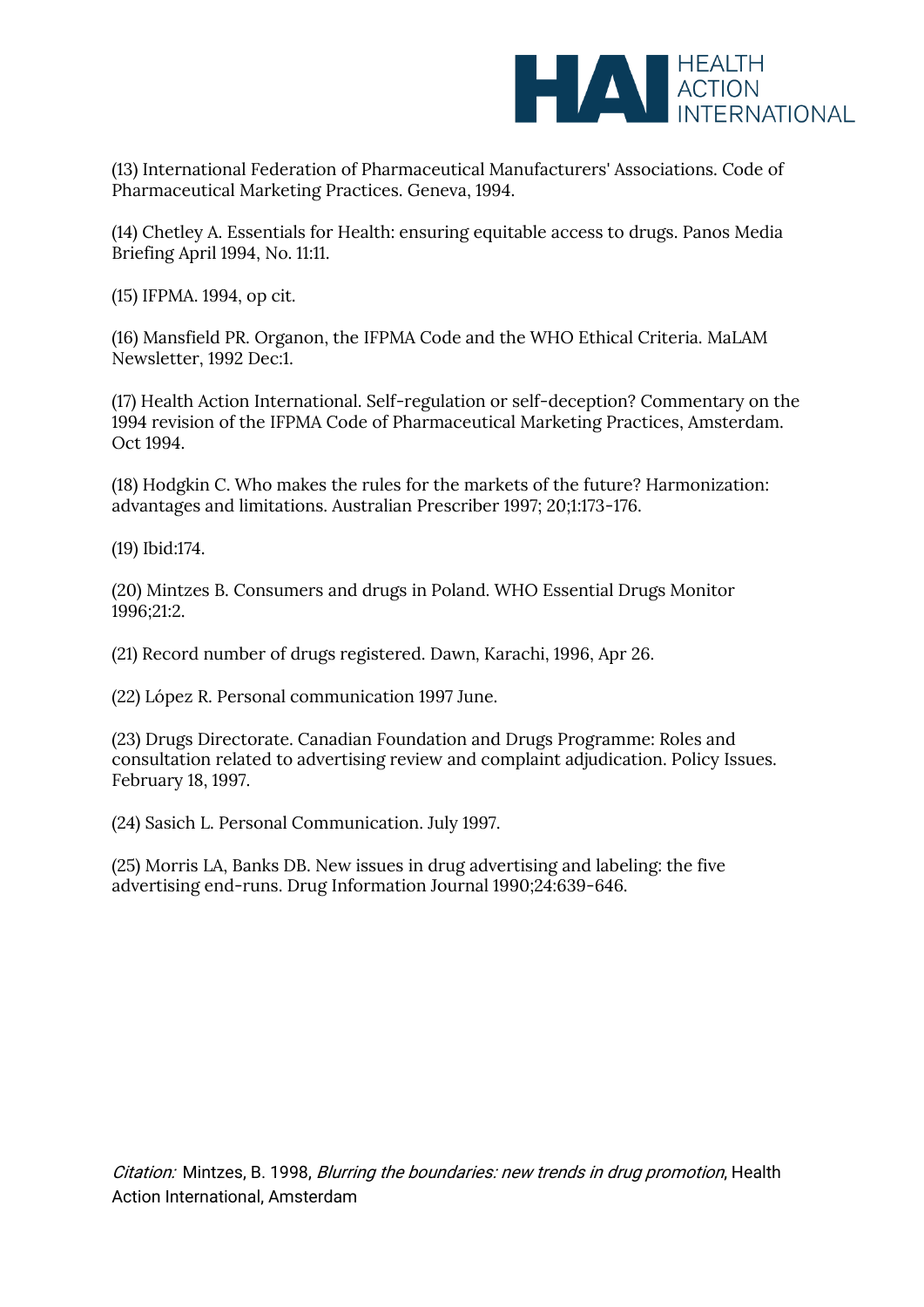(13) International Federation of Pharmaceutical Manufacturers' Associations. Code of Pharmaceutical Marketing Practices. Geneva, 1994.

(14) Chetley A. Essentials for Health: ensuring equitable access to drugs. Panos Media Briefing April 1994, No. 11:11.

(15) IFPMA. 1994, op cit.

(16) Mansfield PR. Organon, the IFPMA Code and the WHO Ethical Criteria. MaLAM Newsletter, 1992 Dec:1.

(17) Health Action International. Self-regulation or self-deception? Commentary on the 1994 revision of the IFPMA Code of Pharmaceutical Marketing Practices, Amsterdam. Oct 1994.

(18) Hodgkin C. Who makes the rules for the markets of the future? Harmonization: advantages and limitations. Australian Prescriber 1997; 20;1:173-176.

(19) Ibid:174.

(20) Mintzes B. Consumers and drugs in Poland. WHO Essential Drugs Monitor 1996;21:2.

(21) Record number of drugs registered. Dawn, Karachi, 1996, Apr 26.

(22) López R. Personal communication 1997 June.

(23) Drugs Directorate. Canadian Foundation and Drugs Programme: Roles and consultation related to advertising review and complaint adjudication. Policy Issues. February 18, 1997.

(24) Sasich L. Personal Communication. July 1997.

(25) Morris LA, Banks DB. New issues in drug advertising and labeling: the five advertising end-runs. Drug Information Journal 1990;24:639-646.

*Citation:* Mintzes, B. 1998, *Blurring the boundaries: new trends in drug promotion*, Health Action International, Amsterdam